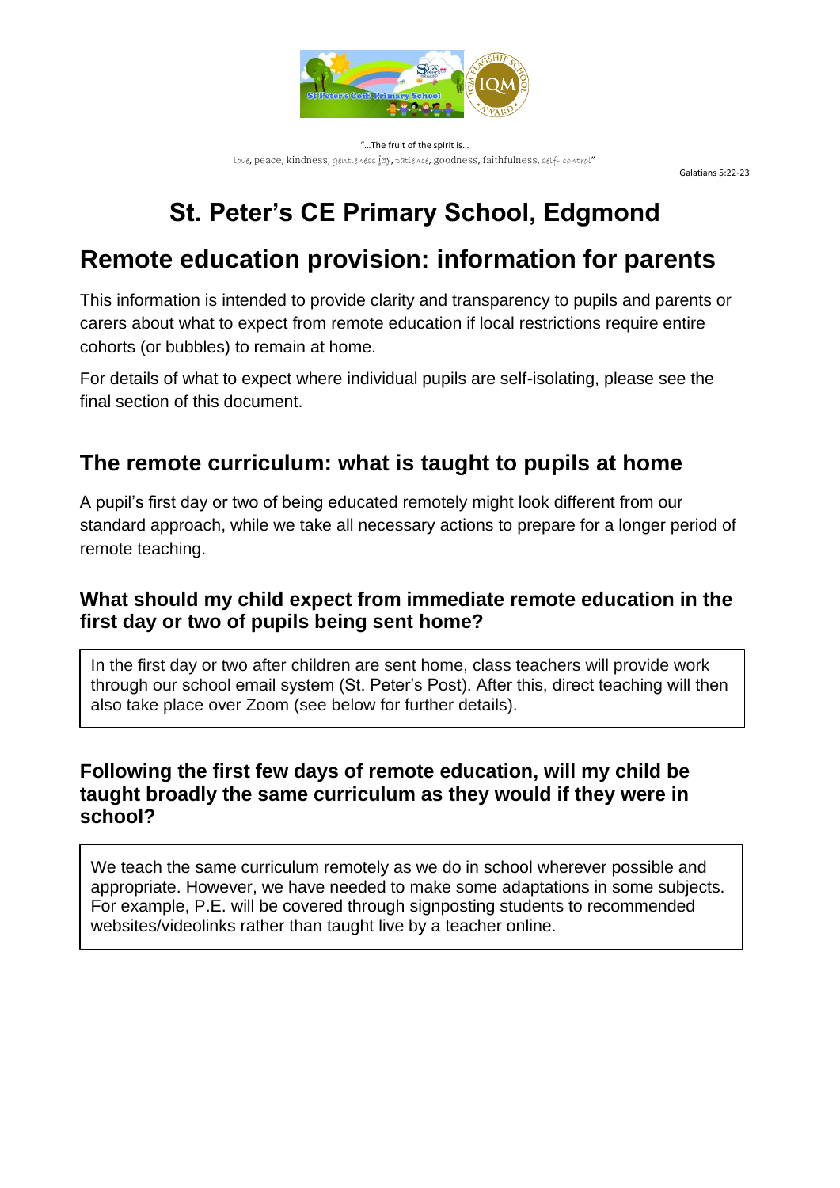"…The fruit of the spirit is…
love, peace, kindness, gentleness joy, patience, goodness, faithfulness, self- control"

Galatians 5:22-23

# St. Peter's CE Primary School, Edgmond

## Remote education provision: information for parents

This information is intended to provide clarity and transparency to pupils and parents or carers about what to expect from remote education if local restrictions require entire cohorts (or bubbles) to remain at home.

For details of what to expect where individual pupils are self-isolating, please see the final section of this document.

## The remote curriculum: what is taught to pupils at home

A pupil's first day or two of being educated remotely might look different from our standard approach, while we take all necessary actions to prepare for a longer period of remote teaching.

### What should my child expect from immediate remote education in the first day or two of pupils being sent home?

In the first day or two after children are sent home, class teachers will provide work through our school email system (St. Peter's Post). After this, direct teaching will then also take place over Zoom (see below for further details).

### Following the first few days of remote education, will my child be taught broadly the same curriculum as they would if they were in school?

We teach the same curriculum remotely as we do in school wherever possible and appropriate. However, we have needed to make some adaptations in some subjects. For example, P.E. will be covered through signposting students to recommended websites/videolinks rather than taught live by a teacher online.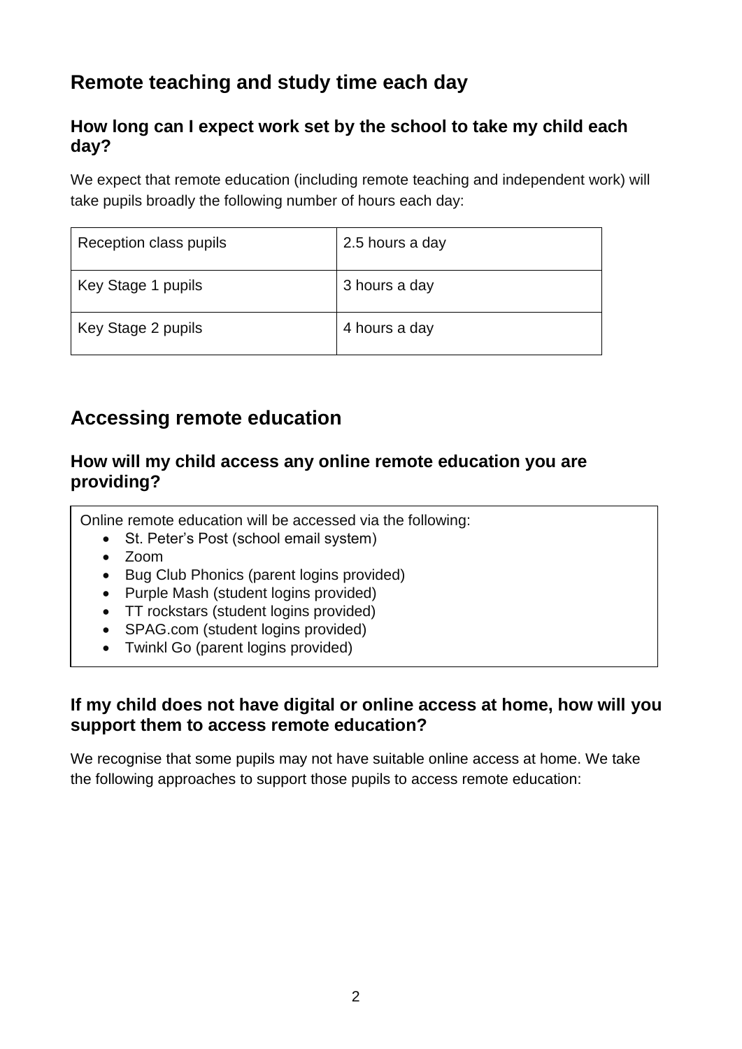## Remote teaching and study time each day

### How long can I expect work set by the school to take my child each day?

We expect that remote education (including remote teaching and independent work) will take pupils broadly the following number of hours each day:

| | |
|---|---|
| Reception class pupils | 2.5 hours a day |
| Key Stage 1 pupils | 3 hours a day |
| Key Stage 2 pupils | 4 hours a day |

## Accessing remote education

### How will my child access any online remote education you are providing?

Online remote education will be accessed via the following:

- St. Peter's Post (school email system)
- Zoom
- Bug Club Phonics (parent logins provided)
- Purple Mash (student logins provided)
- TT rockstars (student logins provided)
- SPAG.com (student logins provided)
- Twinkl Go (parent logins provided)

### If my child does not have digital or online access at home, how will you support them to access remote education?

We recognise that some pupils may not have suitable online access at home. We take the following approaches to support those pupils to access remote education: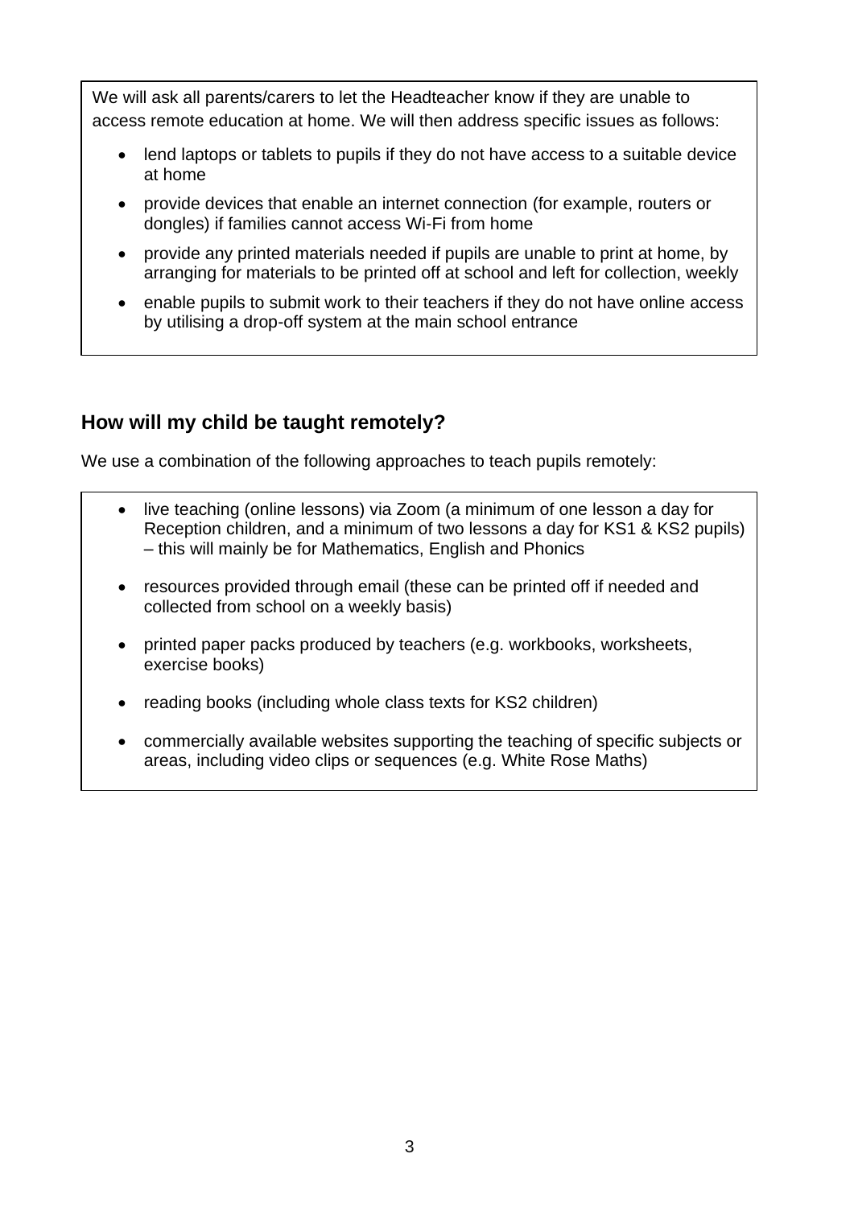We will ask all parents/carers to let the Headteacher know if they are unable to access remote education at home. We will then address specific issues as follows:

- lend laptops or tablets to pupils if they do not have access to a suitable device at home
- provide devices that enable an internet connection (for example, routers or dongles) if families cannot access Wi-Fi from home
- provide any printed materials needed if pupils are unable to print at home, by arranging for materials to be printed off at school and left for collection, weekly
- enable pupils to submit work to their teachers if they do not have online access by utilising a drop-off system at the main school entrance

## How will my child be taught remotely?

We use a combination of the following approaches to teach pupils remotely:

- live teaching (online lessons) via Zoom (a minimum of one lesson a day for Reception children, and a minimum of two lessons a day for KS1 & KS2 pupils) – this will mainly be for Mathematics, English and Phonics
- resources provided through email (these can be printed off if needed and collected from school on a weekly basis)
- printed paper packs produced by teachers (e.g. workbooks, worksheets, exercise books)
- reading books (including whole class texts for KS2 children)
- commercially available websites supporting the teaching of specific subjects or areas, including video clips or sequences (e.g. White Rose Maths)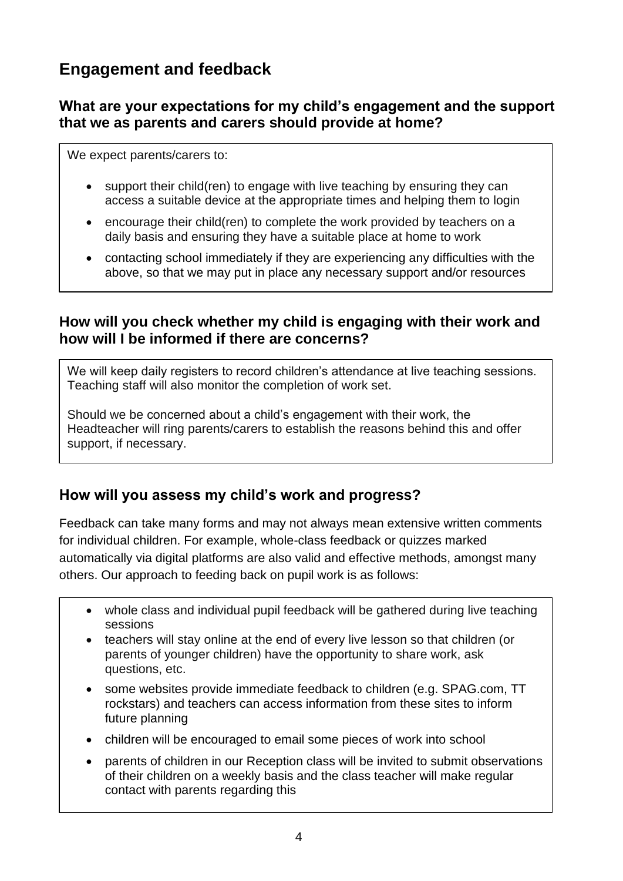## Engagement and feedback

### What are your expectations for my child's engagement and the support that we as parents and carers should provide at home?

We expect parents/carers to:

- support their child(ren) to engage with live teaching by ensuring they can access a suitable device at the appropriate times and helping them to login
- encourage their child(ren) to complete the work provided by teachers on a daily basis and ensuring they have a suitable place at home to work
- contacting school immediately if they are experiencing any difficulties with the above, so that we may put in place any necessary support and/or resources

### How will you check whether my child is engaging with their work and how will I be informed if there are concerns?

We will keep daily registers to record children's attendance at live teaching sessions. Teaching staff will also monitor the completion of work set.

Should we be concerned about a child's engagement with their work, the Headteacher will ring parents/carers to establish the reasons behind this and offer support, if necessary.

### How will you assess my child's work and progress?

Feedback can take many forms and may not always mean extensive written comments for individual children. For example, whole-class feedback or quizzes marked automatically via digital platforms are also valid and effective methods, amongst many others. Our approach to feeding back on pupil work is as follows:

- whole class and individual pupil feedback will be gathered during live teaching sessions
- teachers will stay online at the end of every live lesson so that children (or parents of younger children) have the opportunity to share work, ask questions, etc.
- some websites provide immediate feedback to children (e.g. SPAG.com, TT rockstars) and teachers can access information from these sites to inform future planning
- children will be encouraged to email some pieces of work into school
- parents of children in our Reception class will be invited to submit observations of their children on a weekly basis and the class teacher will make regular contact with parents regarding this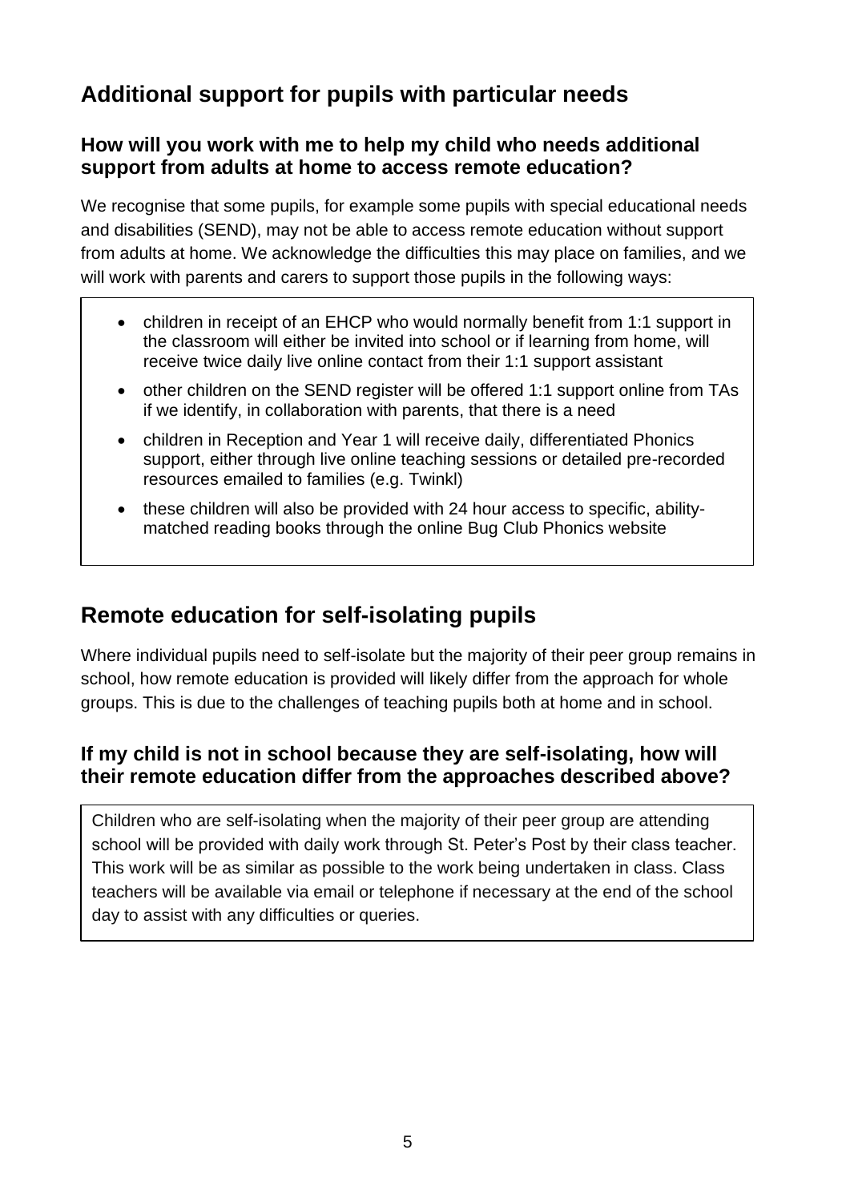## Additional support for pupils with particular needs

### How will you work with me to help my child who needs additional support from adults at home to access remote education?

We recognise that some pupils, for example some pupils with special educational needs and disabilities (SEND), may not be able to access remote education without support from adults at home. We acknowledge the difficulties this may place on families, and we will work with parents and carers to support those pupils in the following ways:

- children in receipt of an EHCP who would normally benefit from 1:1 support in the classroom will either be invited into school or if learning from home, will receive twice daily live online contact from their 1:1 support assistant
- other children on the SEND register will be offered 1:1 support online from TAs if we identify, in collaboration with parents, that there is a need
- children in Reception and Year 1 will receive daily, differentiated Phonics support, either through live online teaching sessions or detailed pre-recorded resources emailed to families (e.g. Twinkl)
- these children will also be provided with 24 hour access to specific, ability-matched reading books through the online Bug Club Phonics website

## Remote education for self-isolating pupils

Where individual pupils need to self-isolate but the majority of their peer group remains in school, how remote education is provided will likely differ from the approach for whole groups. This is due to the challenges of teaching pupils both at home and in school.

### If my child is not in school because they are self-isolating, how will their remote education differ from the approaches described above?

Children who are self-isolating when the majority of their peer group are attending school will be provided with daily work through St. Peter's Post by their class teacher. This work will be as similar as possible to the work being undertaken in class. Class teachers will be available via email or telephone if necessary at the end of the school day to assist with any difficulties or queries.